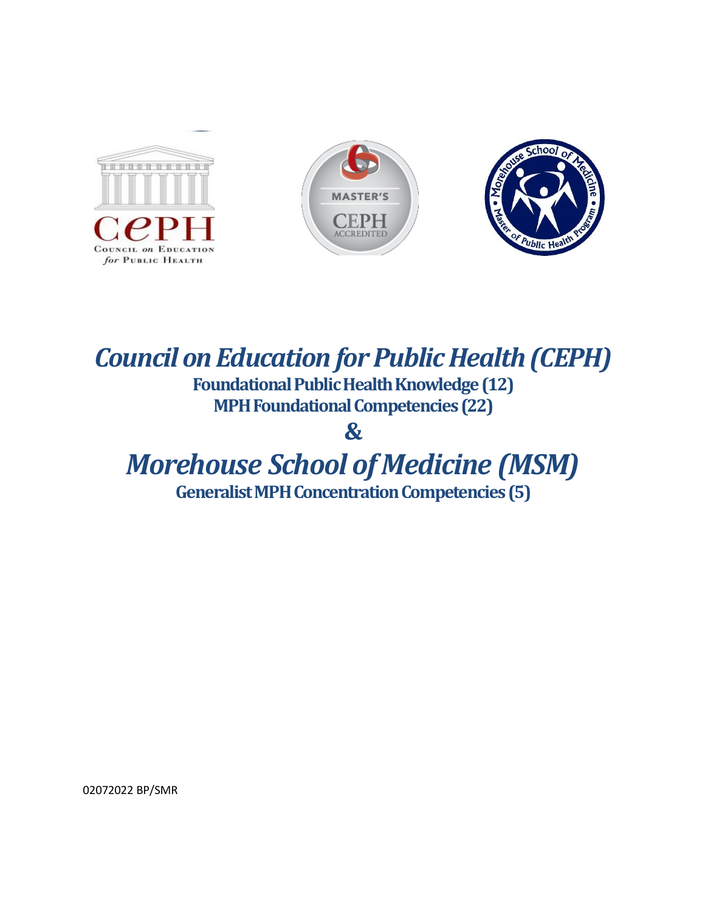# *Council on Education for Public Health (CEPH)*

**Foundational Public Health Knowledge (12)**

**MPH Foundational Competencies (22)**

**&**

# *Morehouse School of Medicine (MSM)*

**Generalist MPH Concentration Competencies (5)**

02072022 BP/SMR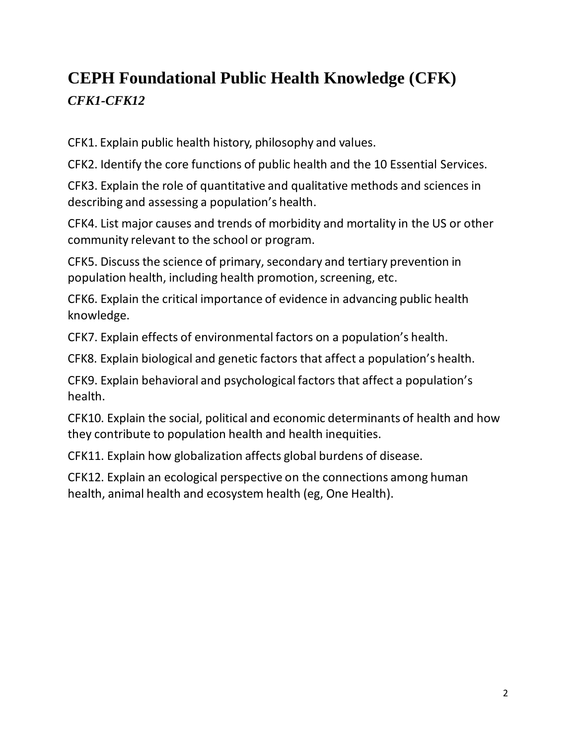# CEPH Foundational Public Health Knowledge (CFK)

### *CFK1-CFK12*

CFK1. Explain public health history, philosophy and values.

CFK2. Identify the core functions of public health and the 10 Essential Services.

CFK3. Explain the role of quantitative and qualitative methods and sciences in describing and assessing a population's health.

CFK4. List major causes and trends of morbidity and mortality in the US or other community relevant to the school or program.

CFK5. Discuss the science of primary, secondary and tertiary prevention in population health, including health promotion, screening, etc.

CFK6. Explain the critical importance of evidence in advancing public health knowledge.

CFK7. Explain effects of environmental factors on a population's health.

CFK8. Explain biological and genetic factors that affect a population's health.

CFK9. Explain behavioral and psychological factors that affect a population's health.

CFK10. Explain the social, political and economic determinants of health and how they contribute to population health and health inequities.

CFK11. Explain how globalization affects global burdens of disease.

CFK12. Explain an ecological perspective on the connections among human health, animal health and ecosystem health (eg, One Health).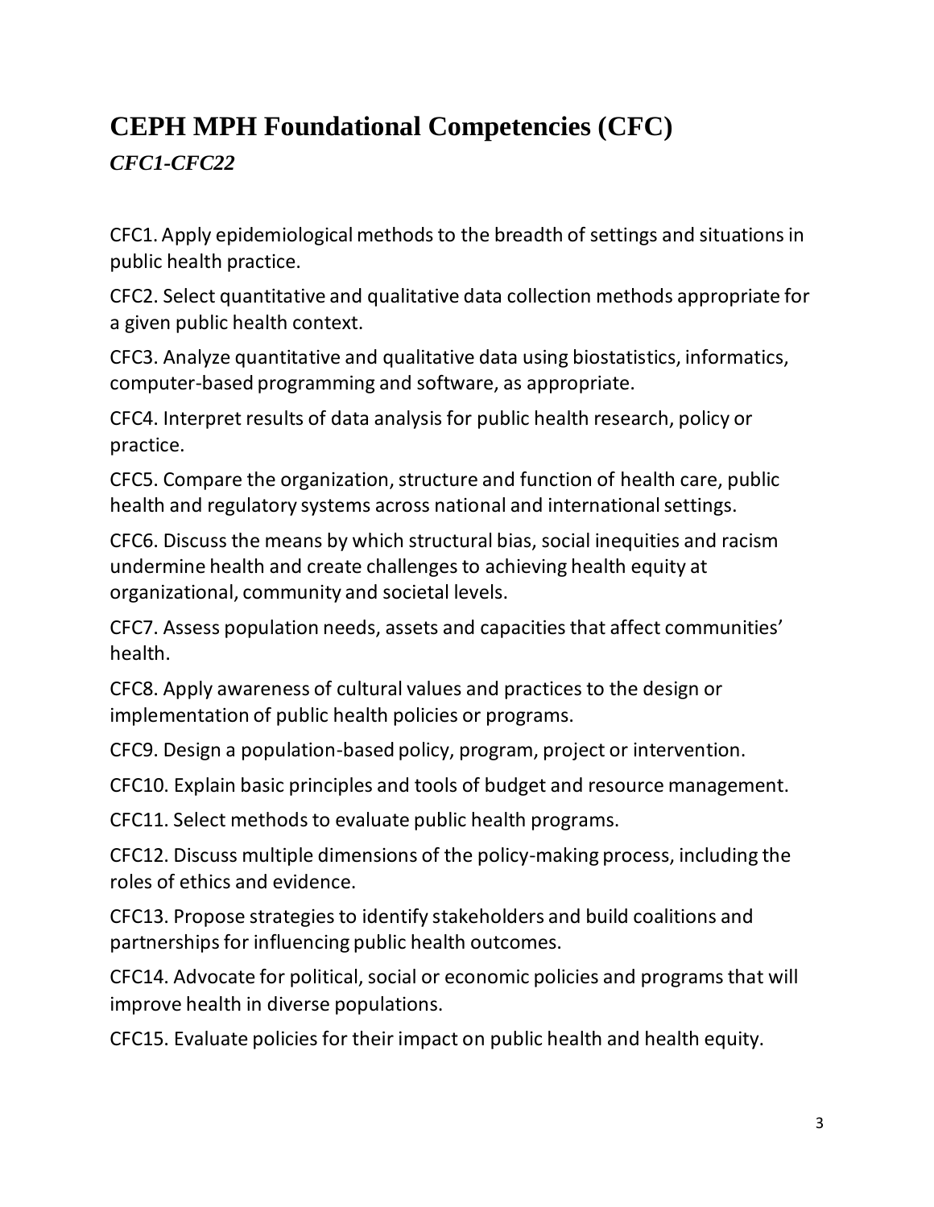# CEPH MPH Foundational Competencies (CFC)

*CFC1-CFC22*

CFC1. Apply epidemiological methods to the breadth of settings and situations in public health practice.

CFC2. Select quantitative and qualitative data collection methods appropriate for a given public health context.

CFC3. Analyze quantitative and qualitative data using biostatistics, informatics, computer-based programming and software, as appropriate.

CFC4. Interpret results of data analysis for public health research, policy or practice.

CFC5. Compare the organization, structure and function of health care, public health and regulatory systems across national and international settings.

CFC6. Discuss the means by which structural bias, social inequities and racism undermine health and create challenges to achieving health equity at organizational, community and societal levels.

CFC7. Assess population needs, assets and capacities that affect communities' health.

CFC8. Apply awareness of cultural values and practices to the design or implementation of public health policies or programs.

CFC9. Design a population-based policy, program, project or intervention.

CFC10. Explain basic principles and tools of budget and resource management.

CFC11. Select methods to evaluate public health programs.

CFC12. Discuss multiple dimensions of the policy-making process, including the roles of ethics and evidence.

CFC13. Propose strategies to identify stakeholders and build coalitions and partnerships for influencing public health outcomes.

CFC14. Advocate for political, social or economic policies and programs that will improve health in diverse populations.

CFC15. Evaluate policies for their impact on public health and health equity.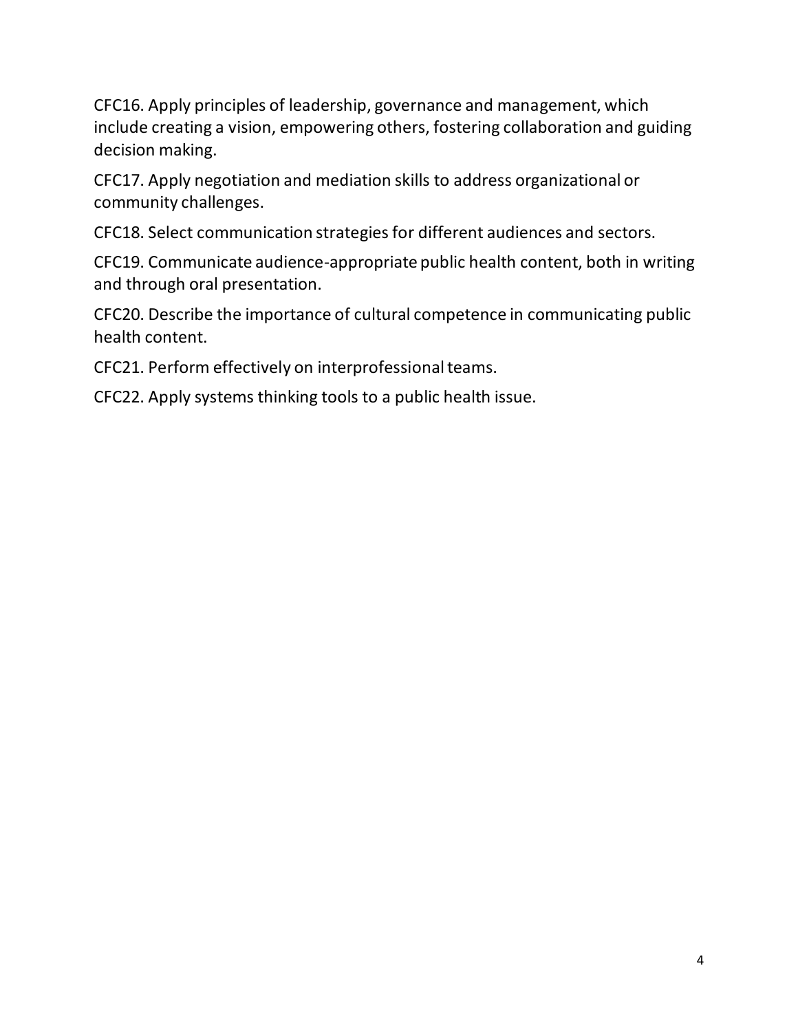CFC16. Apply principles of leadership, governance and management, which include creating a vision, empowering others, fostering collaboration and guiding decision making.

CFC17. Apply negotiation and mediation skills to address organizational or community challenges.

CFC18. Select communication strategies for different audiences and sectors.

CFC19. Communicate audience-appropriate public health content, both in writing and through oral presentation.

CFC20. Describe the importance of cultural competence in communicating public health content.

CFC21. Perform effectively on interprofessional teams.

CFC22. Apply systems thinking tools to a public health issue.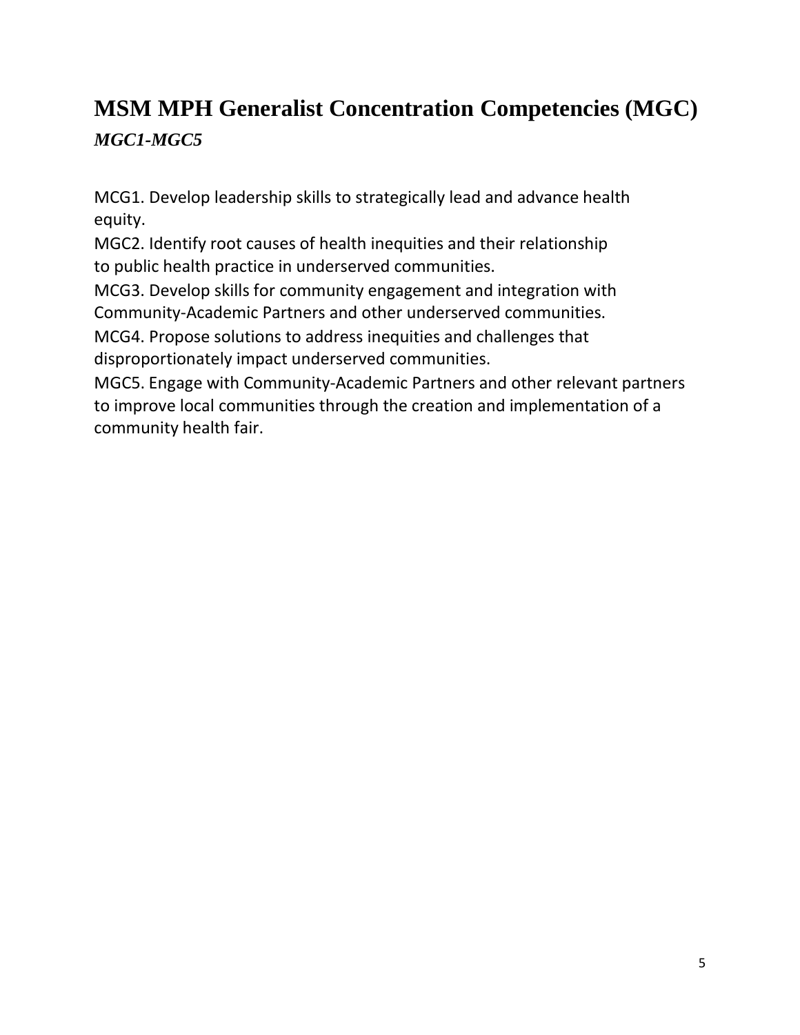# MSM MPH Generalist Concentration Competencies (MGC)

***MGC1-MGC5***

MCG1. Develop leadership skills to strategically lead and advance health equity.

MGC2. Identify root causes of health inequities and their relationship to public health practice in underserved communities.

MCG3. Develop skills for community engagement and integration with Community-Academic Partners and other underserved communities.

MCG4. Propose solutions to address inequities and challenges that disproportionately impact underserved communities.

MGC5. Engage with Community-Academic Partners and other relevant partners to improve local communities through the creation and implementation of a community health fair.